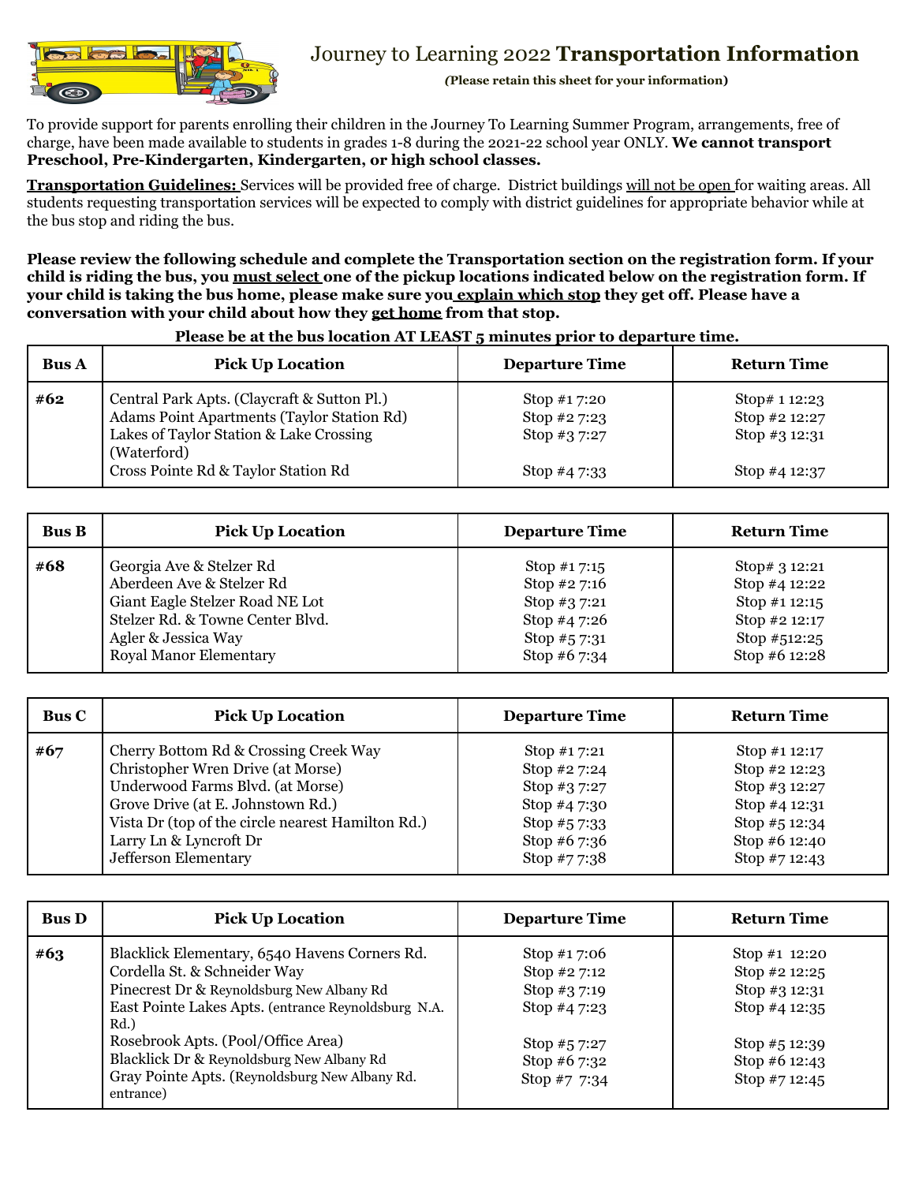# Journey to Learning 2022 **Transportation Information**

***(Please retain this sheet for your information)***

To provide support for parents enrolling their children in the Journey To Learning Summer Program, arrangements, free of charge, have been made available to students in grades 1-8 during the 2021-22 school year ONLY. **We cannot transport Preschool, Pre-Kindergarten, Kindergarten, or high school classes.**

**Transportation Guidelines:** Services will be provided free of charge. District buildings will not be open for waiting areas. All students requesting transportation services will be expected to comply with district guidelines for appropriate behavior while at the bus stop and riding the bus.

**Please review the following schedule and complete the Transportation section on the registration form. If your child is riding the bus, you must select one of the pickup locations indicated below on the registration form. If your child is taking the bus home, please make sure you explain which stop they get off. Please have a conversation with your child about how they get home from that stop.**

**Please be at the bus location AT LEAST 5 minutes prior to departure time.**

| Bus A | Pick Up Location | Departure Time | Return Time |
|---|---|---|---|
| **#62** | Central Park Apts. (Claycraft & Sutton Pl.) | Stop #1 7:20 | Stop# 1 12:23 |
| | Adams Point Apartments (Taylor Station Rd) | Stop #2 7:23 | Stop #2 12:27 |
| | Lakes of Taylor Station & Lake Crossing (Waterford) | Stop #3 7:27 | Stop #3 12:31 |
| | Cross Pointe Rd & Taylor Station Rd | Stop #4 7:33 | Stop #4 12:37 |

| Bus B | Pick Up Location | Departure Time | Return Time |
|---|---|---|---|
| **#68** | Georgia Ave & Stelzer Rd | Stop #1 7:15 | Stop# 3 12:21 |
| | Aberdeen Ave & Stelzer Rd | Stop #2 7:16 | Stop #4 12:22 |
| | Giant Eagle Stelzer Road NE Lot | Stop #3 7:21 | Stop #1 12:15 |
| | Stelzer Rd. & Towne Center Blvd. | Stop #4 7:26 | Stop #2 12:17 |
| | Agler & Jessica Way | Stop #5 7:31 | Stop #512:25 |
| | Royal Manor Elementary | Stop #6 7:34 | Stop #6 12:28 |

| Bus C | Pick Up Location | Departure Time | Return Time |
|---|---|---|---|
| **#67** | Cherry Bottom Rd & Crossing Creek Way | Stop #1 7:21 | Stop #1 12:17 |
| | Christopher Wren Drive (at Morse) | Stop #2 7:24 | Stop #2 12:23 |
| | Underwood Farms Blvd. (at Morse) | Stop #3 7:27 | Stop #3 12:27 |
| | Grove Drive (at E. Johnstown Rd.) | Stop #4 7:30 | Stop #4 12:31 |
| | Vista Dr (top of the circle nearest Hamilton Rd.) | Stop #5 7:33 | Stop #5 12:34 |
| | Larry Ln & Lyncroft Dr | Stop #6 7:36 | Stop #6 12:40 |
| | Jefferson Elementary | Stop #7 7:38 | Stop #7 12:43 |

| Bus D | Pick Up Location | Departure Time | Return Time |
|---|---|---|---|
| **#63** | Blacklick Elementary, 6540 Havens Corners Rd. | Stop #1 7:06 | Stop #1 12:20 |
| | Cordella St. & Schneider Way | Stop #2 7:12 | Stop #2 12:25 |
| | Pinecrest Dr & Reynoldsburg New Albany Rd | Stop #3 7:19 | Stop #3 12:31 |
| | East Pointe Lakes Apts. (entrance Reynoldsburg N.A. Rd.) | Stop #4 7:23 | Stop #4 12:35 |
| | Rosebrook Apts. (Pool/Office Area) | Stop #5 7:27 | Stop #5 12:39 |
| | Blacklick Dr & Reynoldsburg New Albany Rd | Stop #6 7:32 | Stop #6 12:43 |
| | Gray Pointe Apts. (Reynoldsburg New Albany Rd. entrance) | Stop #7 7:34 | Stop #7 12:45 |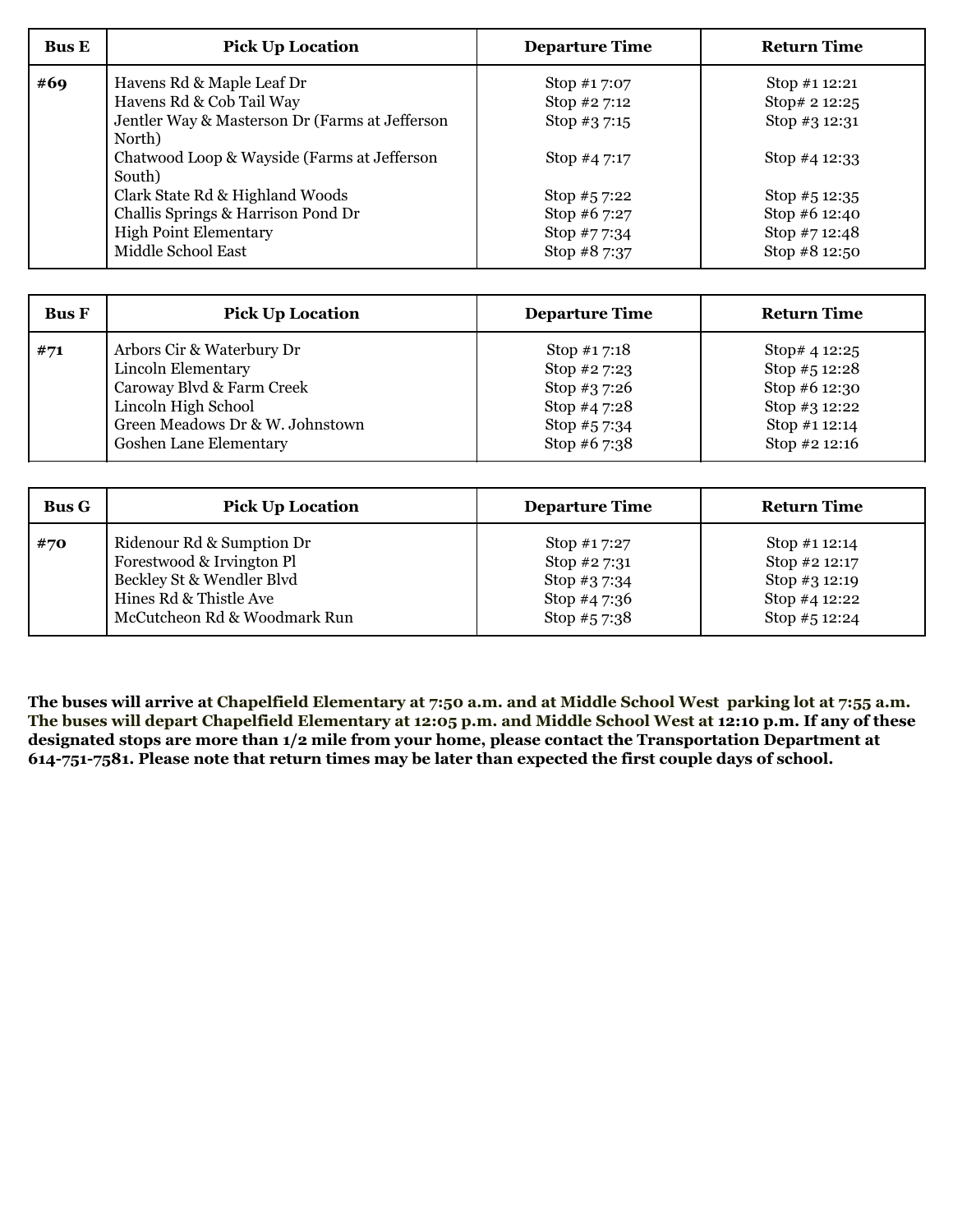| Bus E | Pick Up Location | Departure Time | Return Time |
|---|---|---|---|
| #69 | Havens Rd & Maple Leaf Dr | Stop #1 7:07 | Stop #1 12:21 |
| | Havens Rd & Cob Tail Way | Stop #2 7:12 | Stop# 2 12:25 |
| | Jentler Way & Masterson Dr (Farms at Jefferson North) | Stop #3 7:15 | Stop #3 12:31 |
| | Chatwood Loop & Wayside (Farms at Jefferson South) | Stop #4 7:17 | Stop #4 12:33 |
| | Clark State Rd & Highland Woods | Stop #5 7:22 | Stop #5 12:35 |
| | Challis Springs & Harrison Pond Dr | Stop #6 7:27 | Stop #6 12:40 |
| | High Point Elementary | Stop #7 7:34 | Stop #7 12:48 |
| | Middle School East | Stop #8 7:37 | Stop #8 12:50 |

| Bus F | Pick Up Location | Departure Time | Return Time |
|---|---|---|---|
| #71 | Arbors Cir & Waterbury Dr | Stop #1 7:18 | Stop# 4 12:25 |
| | Lincoln Elementary | Stop #2 7:23 | Stop #5 12:28 |
| | Caroway Blvd & Farm Creek | Stop #3 7:26 | Stop #6 12:30 |
| | Lincoln High School | Stop #4 7:28 | Stop #3 12:22 |
| | Green Meadows Dr & W. Johnstown | Stop #5 7:34 | Stop #1 12:14 |
| | Goshen Lane Elementary | Stop #6 7:38 | Stop #2 12:16 |

| Bus G | Pick Up Location | Departure Time | Return Time |
|---|---|---|---|
| #70 | Ridenour Rd & Sumption Dr | Stop #1 7:27 | Stop #1 12:14 |
| | Forestwood & Irvington Pl | Stop #2 7:31 | Stop #2 12:17 |
| | Beckley St & Wendler Blvd | Stop #3 7:34 | Stop #3 12:19 |
| | Hines Rd & Thistle Ave | Stop #4 7:36 | Stop #4 12:22 |
| | McCutcheon Rd & Woodmark Run | Stop #5 7:38 | Stop #5 12:24 |

**The buses will arrive at Chapelfield Elementary at 7:50 a.m. and at Middle School West parking lot at 7:55 a.m. The buses will depart Chapelfield Elementary at 12:05 p.m. and Middle School West at 12:10 p.m. If any of these designated stops are more than 1/2 mile from your home, please contact the Transportation Department at 614-751-7581. Please note that return times may be later than expected the first couple days of school.**